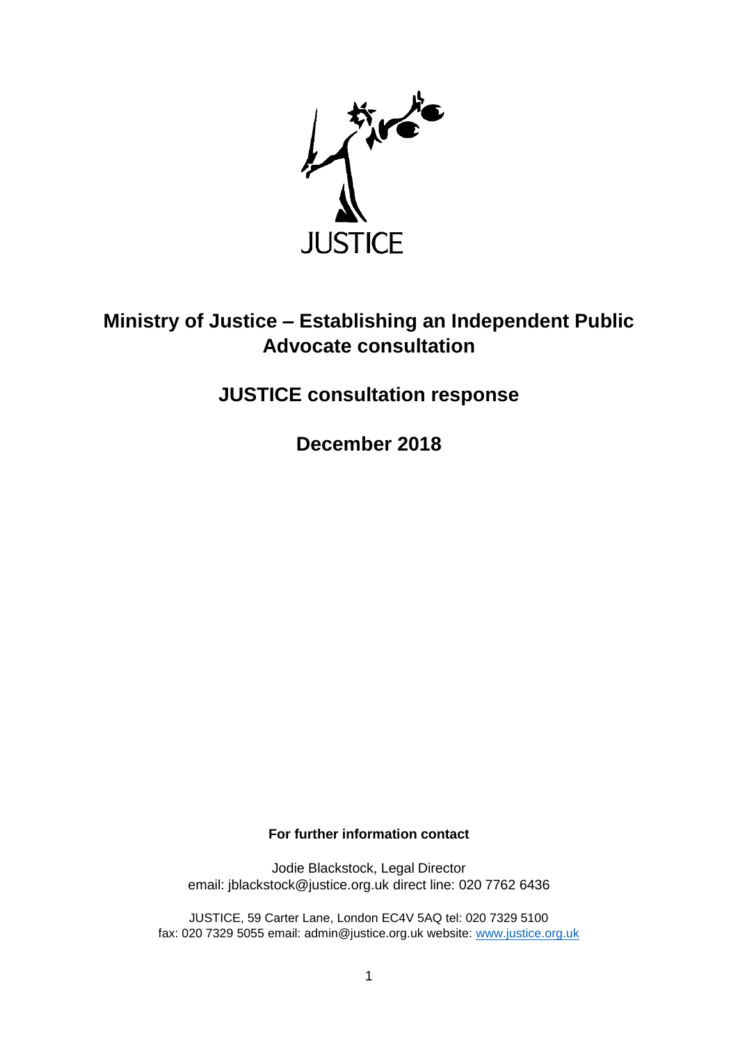JUSTICE

# Ministry of Justice – Establishing an Independent Public Advocate consultation

## JUSTICE consultation response

## December 2018

**For further information contact**

Jodie Blackstock, Legal Director
email: jblackstock@justice.org.uk direct line: 020 7762 6436

JUSTICE, 59 Carter Lane, London EC4V 5AQ tel: 020 7329 5100
fax: 020 7329 5055 email: admin@justice.org.uk website: [www.justice.org.uk](http://www.justice.org.uk)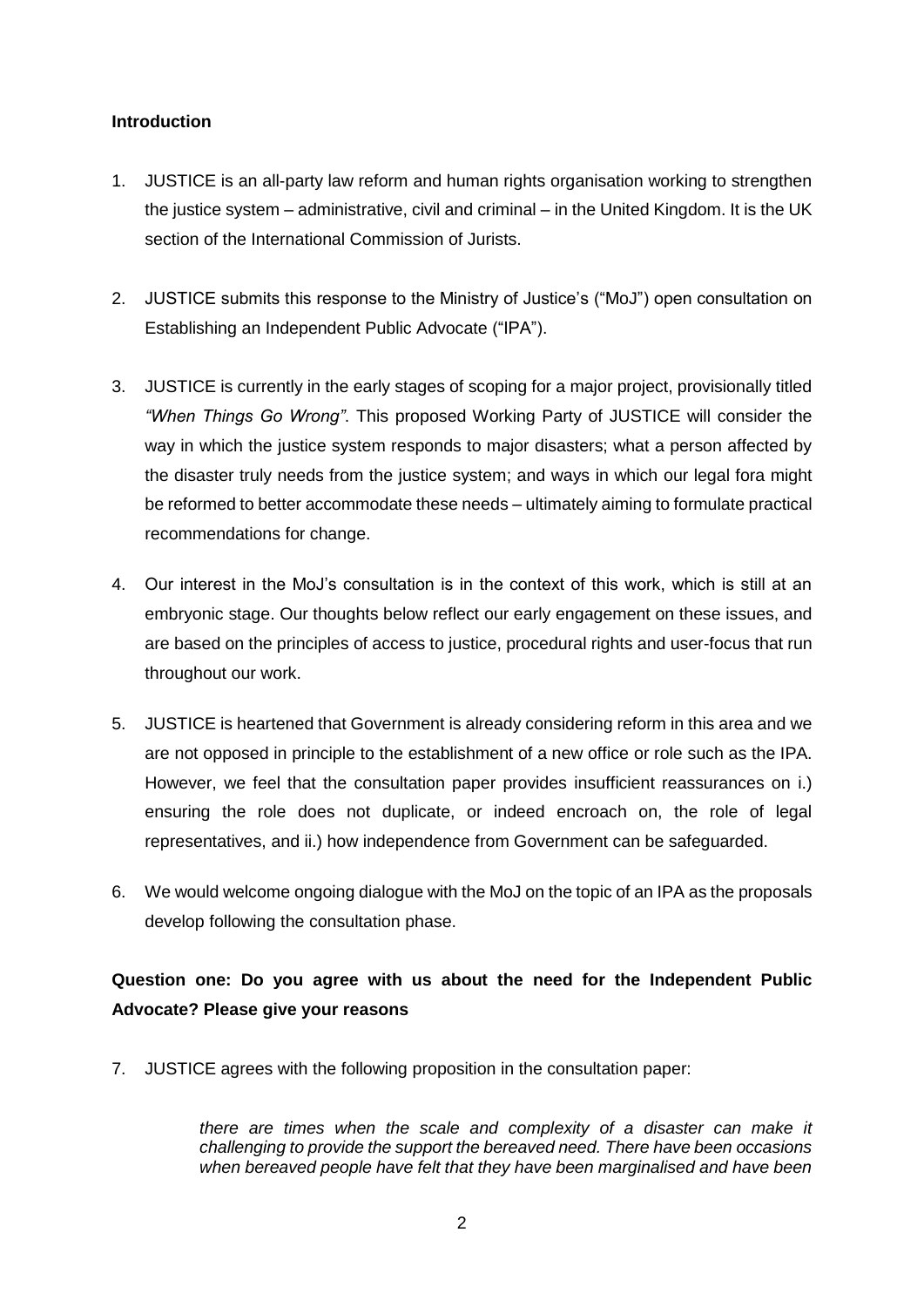**Introduction**

1. JUSTICE is an all-party law reform and human rights organisation working to strengthen the justice system – administrative, civil and criminal – in the United Kingdom. It is the UK section of the International Commission of Jurists.

2. JUSTICE submits this response to the Ministry of Justice's ("MoJ") open consultation on Establishing an Independent Public Advocate ("IPA").

3. JUSTICE is currently in the early stages of scoping for a major project, provisionally titled *"When Things Go Wrong"*. This proposed Working Party of JUSTICE will consider the way in which the justice system responds to major disasters; what a person affected by the disaster truly needs from the justice system; and ways in which our legal fora might be reformed to better accommodate these needs – ultimately aiming to formulate practical recommendations for change.

4. Our interest in the MoJ's consultation is in the context of this work, which is still at an embryonic stage. Our thoughts below reflect our early engagement on these issues, and are based on the principles of access to justice, procedural rights and user-focus that run throughout our work.

5. JUSTICE is heartened that Government is already considering reform in this area and we are not opposed in principle to the establishment of a new office or role such as the IPA. However, we feel that the consultation paper provides insufficient reassurances on i.) ensuring the role does not duplicate, or indeed encroach on, the role of legal representatives, and ii.) how independence from Government can be safeguarded.

6. We would welcome ongoing dialogue with the MoJ on the topic of an IPA as the proposals develop following the consultation phase.

**Question one: Do you agree with us about the need for the Independent Public Advocate? Please give your reasons**

7. JUSTICE agrees with the following proposition in the consultation paper:

> *there are times when the scale and complexity of a disaster can make it challenging to provide the support the bereaved need. There have been occasions when bereaved people have felt that they have been marginalised and have been*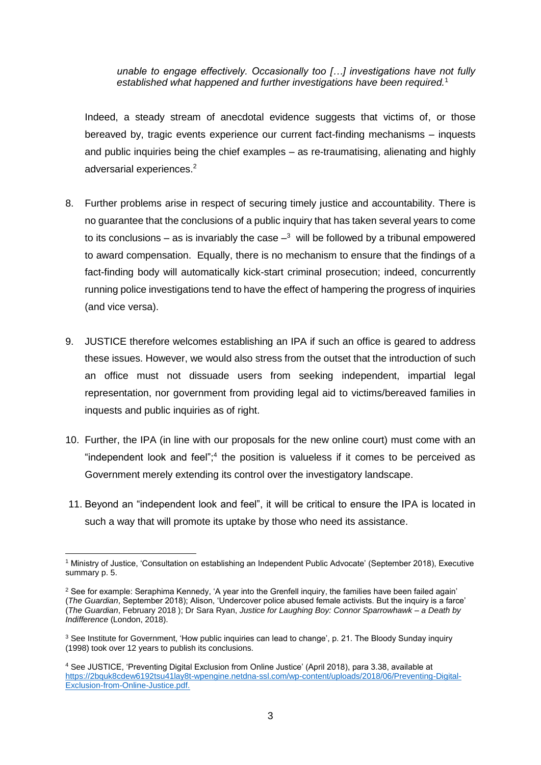> *unable to engage effectively. Occasionally too […] investigations have not fully established what happened and further investigations have been required.*[1]

Indeed, a steady stream of anecdotal evidence suggests that victims of, or those bereaved by, tragic events experience our current fact-finding mechanisms – inquests and public inquiries being the chief examples – as re-traumatising, alienating and highly adversarial experiences.[2]

8. Further problems arise in respect of securing timely justice and accountability. There is no guarantee that the conclusions of a public inquiry that has taken several years to come to its conclusions – as is invariably the case –[3] will be followed by a tribunal empowered to award compensation. Equally, there is no mechanism to ensure that the findings of a fact-finding body will automatically kick-start criminal prosecution; indeed, concurrently running police investigations tend to have the effect of hampering the progress of inquiries (and vice versa).

9. JUSTICE therefore welcomes establishing an IPA if such an office is geared to address these issues. However, we would also stress from the outset that the introduction of such an office must not dissuade users from seeking independent, impartial legal representation, nor government from providing legal aid to victims/bereaved families in inquests and public inquiries as of right.

10. Further, the IPA (in line with our proposals for the new online court) must come with an "independent look and feel";[4] the position is valueless if it comes to be perceived as Government merely extending its control over the investigatory landscape.

11. Beyond an "independent look and feel", it will be critical to ensure the IPA is located in such a way that will promote its uptake by those who need its assistance.

---

[1] Ministry of Justice, 'Consultation on establishing an Independent Public Advocate' (September 2018), Executive summary p. 5.

[2] See for example: Seraphima Kennedy, 'A year into the Grenfell inquiry, the families have been failed again' (*The Guardian*, September 2018); Alison, 'Undercover police abused female activists. But the inquiry is a farce' (*The Guardian*, February 2018 ); Dr Sara Ryan, *Justice for Laughing Boy: Connor Sparrowhawk – a Death by Indifference* (London, 2018).

[3] See Institute for Government, 'How public inquiries can lead to change', p. 21. The Bloody Sunday inquiry (1998) took over 12 years to publish its conclusions.

[4] See JUSTICE, 'Preventing Digital Exclusion from Online Justice' (April 2018), para 3.38, available at https://2bquk8cdew6192tsu41lay8t-wpengine.netdna-ssl.com/wp-content/uploads/2018/06/Preventing-Digital-Exclusion-from-Online-Justice.pdf.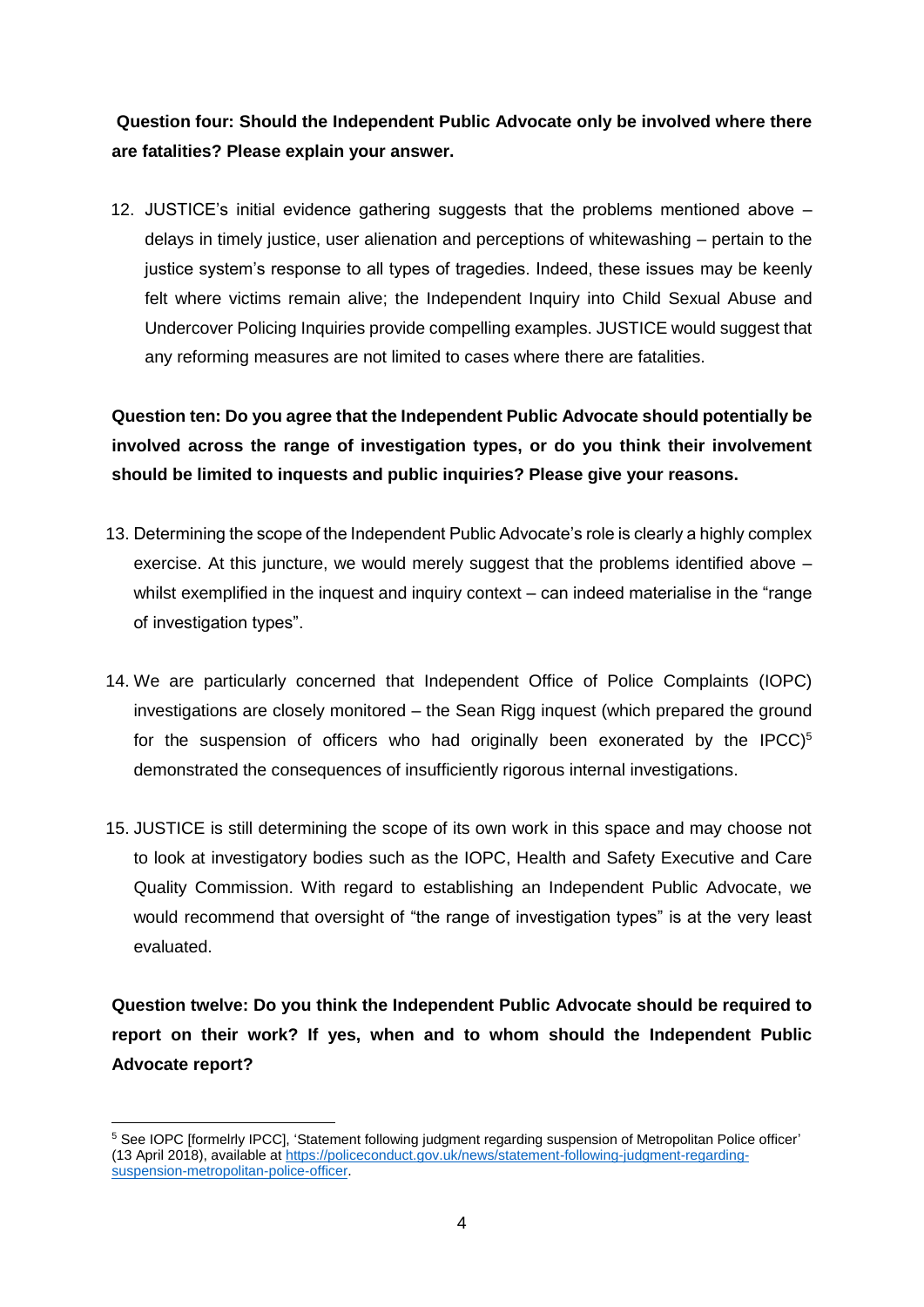**Question four: Should the Independent Public Advocate only be involved where there are fatalities? Please explain your answer.**

12. JUSTICE's initial evidence gathering suggests that the problems mentioned above – delays in timely justice, user alienation and perceptions of whitewashing – pertain to the justice system's response to all types of tragedies. Indeed, these issues may be keenly felt where victims remain alive; the Independent Inquiry into Child Sexual Abuse and Undercover Policing Inquiries provide compelling examples. JUSTICE would suggest that any reforming measures are not limited to cases where there are fatalities.

**Question ten: Do you agree that the Independent Public Advocate should potentially be involved across the range of investigation types, or do you think their involvement should be limited to inquests and public inquiries? Please give your reasons.**

13. Determining the scope of the Independent Public Advocate's role is clearly a highly complex exercise. At this juncture, we would merely suggest that the problems identified above – whilst exemplified in the inquest and inquiry context – can indeed materialise in the "range of investigation types".

14. We are particularly concerned that Independent Office of Police Complaints (IOPC) investigations are closely monitored – the Sean Rigg inquest (which prepared the ground for the suspension of officers who had originally been exonerated by the IPCC)[5] demonstrated the consequences of insufficiently rigorous internal investigations.

15. JUSTICE is still determining the scope of its own work in this space and may choose not to look at investigatory bodies such as the IOPC, Health and Safety Executive and Care Quality Commission. With regard to establishing an Independent Public Advocate, we would recommend that oversight of "the range of investigation types" is at the very least evaluated.

**Question twelve: Do you think the Independent Public Advocate should be required to report on their work? If yes, when and to whom should the Independent Public Advocate report?**

---

[5] See IOPC [formelrly IPCC], 'Statement following judgment regarding suspension of Metropolitan Police officer' (13 April 2018), available at https://policeconduct.gov.uk/news/statement-following-judgment-regarding-suspension-metropolitan-police-officer.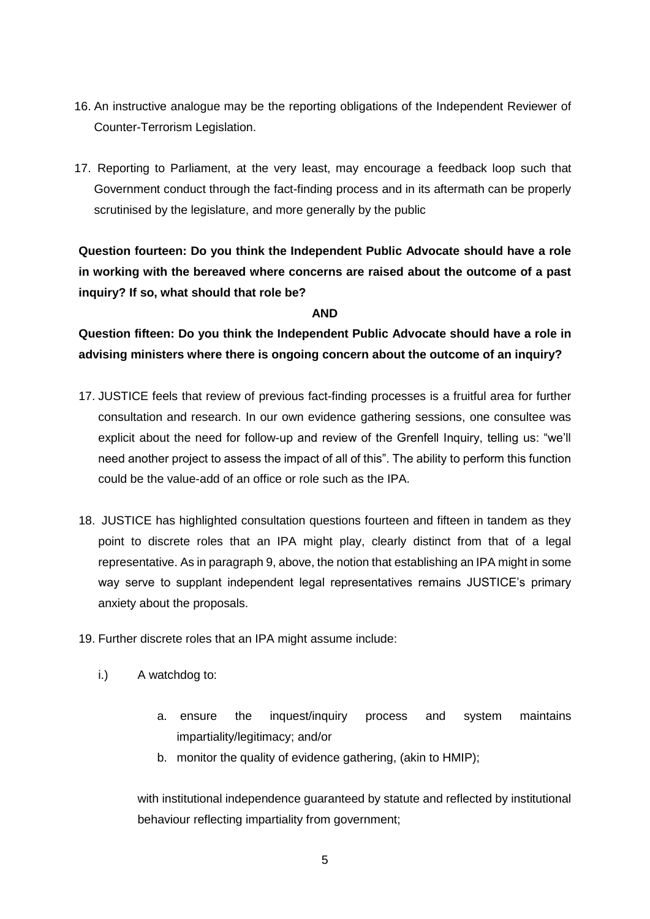16. An instructive analogue may be the reporting obligations of the Independent Reviewer of Counter-Terrorism Legislation.

17. Reporting to Parliament, at the very least, may encourage a feedback loop such that Government conduct through the fact-finding process and in its aftermath can be properly scrutinised by the legislature, and more generally by the public

**Question fourteen: Do you think the Independent Public Advocate should have a role in working with the bereaved where concerns are raised about the outcome of a past inquiry? If so, what should that role be?**

**AND**

**Question fifteen: Do you think the Independent Public Advocate should have a role in advising ministers where there is ongoing concern about the outcome of an inquiry?**

17. JUSTICE feels that review of previous fact-finding processes is a fruitful area for further consultation and research. In our own evidence gathering sessions, one consultee was explicit about the need for follow-up and review of the Grenfell Inquiry, telling us: "we'll need another project to assess the impact of all of this". The ability to perform this function could be the value-add of an office or role such as the IPA.

18. JUSTICE has highlighted consultation questions fourteen and fifteen in tandem as they point to discrete roles that an IPA might play, clearly distinct from that of a legal representative. As in paragraph 9, above, the notion that establishing an IPA might in some way serve to supplant independent legal representatives remains JUSTICE's primary anxiety about the proposals.

19. Further discrete roles that an IPA might assume include:

    i.) A watchdog to:

    a. ensure the inquest/inquiry process and system maintains impartiality/legitimacy; and/or
    b. monitor the quality of evidence gathering, (akin to HMIP);

    with institutional independence guaranteed by statute and reflected by institutional behaviour reflecting impartiality from government;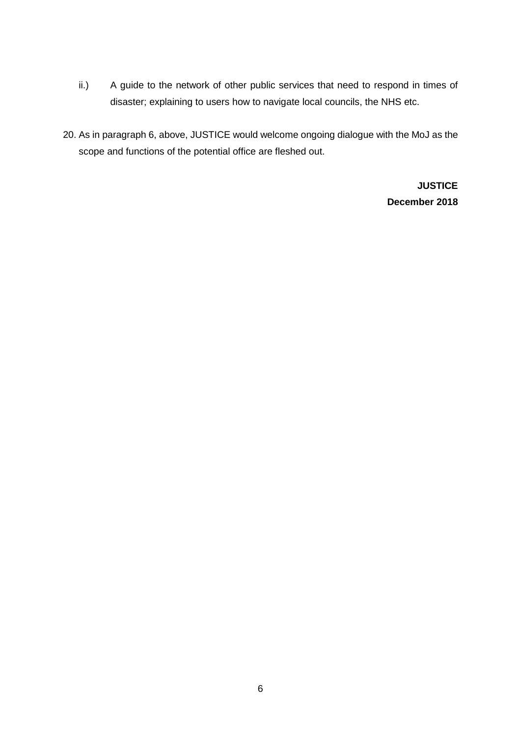ii.) A guide to the network of other public services that need to respond in times of disaster; explaining to users how to navigate local councils, the NHS etc.

20. As in paragraph 6, above, JUSTICE would welcome ongoing dialogue with the MoJ as the scope and functions of the potential office are fleshed out.

**JUSTICE**
**December 2018**